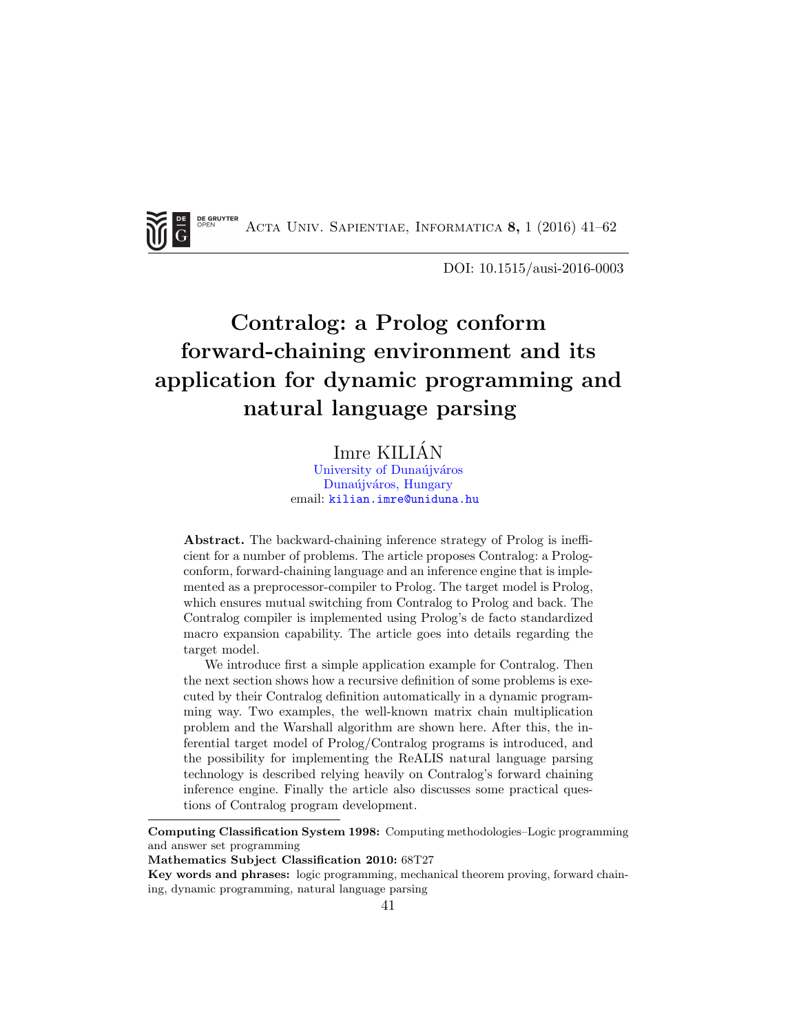DOI: 10.1515/ausi-2016-0003

# Contralog: a Prolog conform forward-chaining environment and its application for dynamic programming and natural language parsing

Imre KILIÁN
University of Dunaújváros
Dunaújváros, Hungary
email: kilian.imre@uniduna.hu

**Abstract.** The backward-chaining inference strategy of Prolog is inefficient for a number of problems. The article proposes Contralog: a Prolog-conform, forward-chaining language and an inference engine that is implemented as a preprocessor-compiler to Prolog. The target model is Prolog, which ensures mutual switching from Contralog to Prolog and back. The Contralog compiler is implemented using Prolog's de facto standardized macro expansion capability. The article goes into details regarding the target model.

We introduce first a simple application example for Contralog. Then the next section shows how a recursive definition of some problems is executed by their Contralog definition automatically in a dynamic programming way. Two examples, the well-known matrix chain multiplication problem and the Warshall algorithm are shown here. After this, the inferential target model of Prolog/Contralog programs is introduced, and the possibility for implementing the ReALIS natural language parsing technology is described relying heavily on Contralog's forward chaining inference engine. Finally the article also discusses some practical questions of Contralog program development.

---

**Computing Classification System 1998:** Computing methodologies–Logic programming and answer set programming

**Mathematics Subject Classification 2010:** 68T27

**Key words and phrases:** logic programming, mechanical theorem proving, forward chaining, dynamic programming, natural language parsing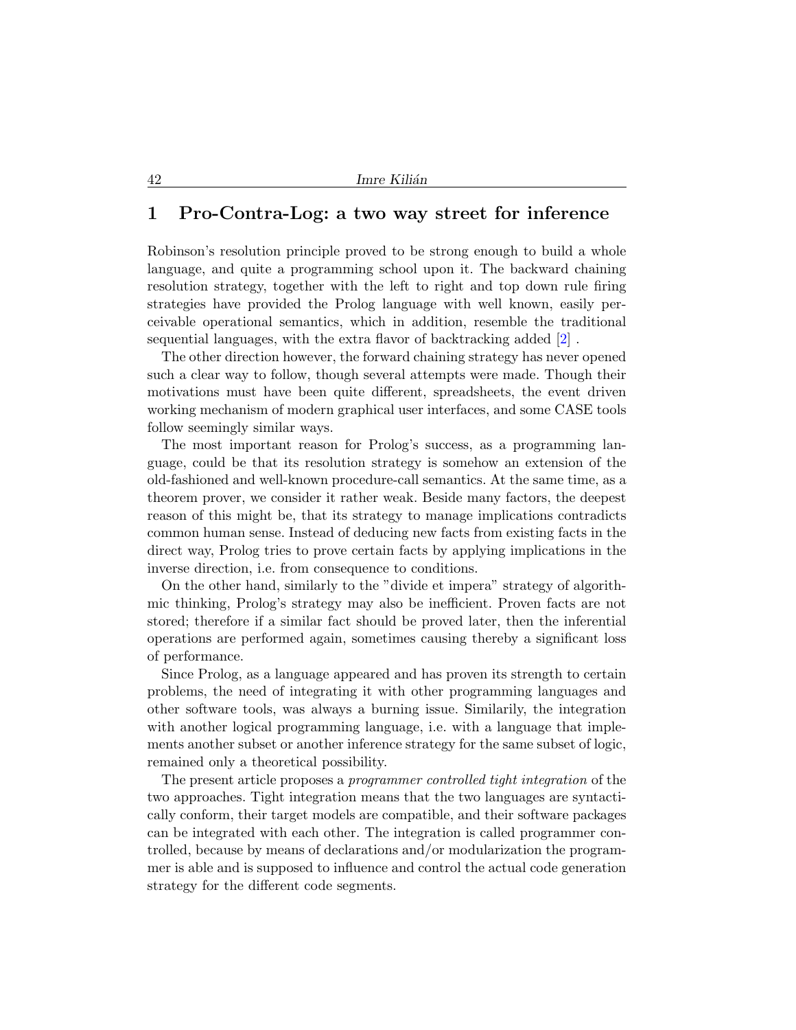## 1 Pro-Contra-Log: a two way street for inference

Robinson's resolution principle proved to be strong enough to build a whole language, and quite a programming school upon it. The backward chaining resolution strategy, together with the left to right and top down rule firing strategies have provided the Prolog language with well known, easily perceivable operational semantics, which in addition, resemble the traditional sequential languages, with the extra flavor of backtracking added [2] .

The other direction however, the forward chaining strategy has never opened such a clear way to follow, though several attempts were made. Though their motivations must have been quite different, spreadsheets, the event driven working mechanism of modern graphical user interfaces, and some CASE tools follow seemingly similar ways.

The most important reason for Prolog's success, as a programming language, could be that its resolution strategy is somehow an extension of the old-fashioned and well-known procedure-call semantics. At the same time, as a theorem prover, we consider it rather weak. Beside many factors, the deepest reason of this might be, that its strategy to manage implications contradicts common human sense. Instead of deducing new facts from existing facts in the direct way, Prolog tries to prove certain facts by applying implications in the inverse direction, i.e. from consequence to conditions.

On the other hand, similarly to the "divide et impera" strategy of algorithmic thinking, Prolog's strategy may also be inefficient. Proven facts are not stored; therefore if a similar fact should be proved later, then the inferential operations are performed again, sometimes causing thereby a significant loss of performance.

Since Prolog, as a language appeared and has proven its strength to certain problems, the need of integrating it with other programming languages and other software tools, was always a burning issue. Similarily, the integration with another logical programming language, i.e. with a language that implements another subset or another inference strategy for the same subset of logic, remained only a theoretical possibility.

The present article proposes a *programmer controlled tight integration* of the two approaches. Tight integration means that the two languages are syntactically conform, their target models are compatible, and their software packages can be integrated with each other. The integration is called programmer controlled, because by means of declarations and/or modularization the programmer is able and is supposed to influence and control the actual code generation strategy for the different code segments.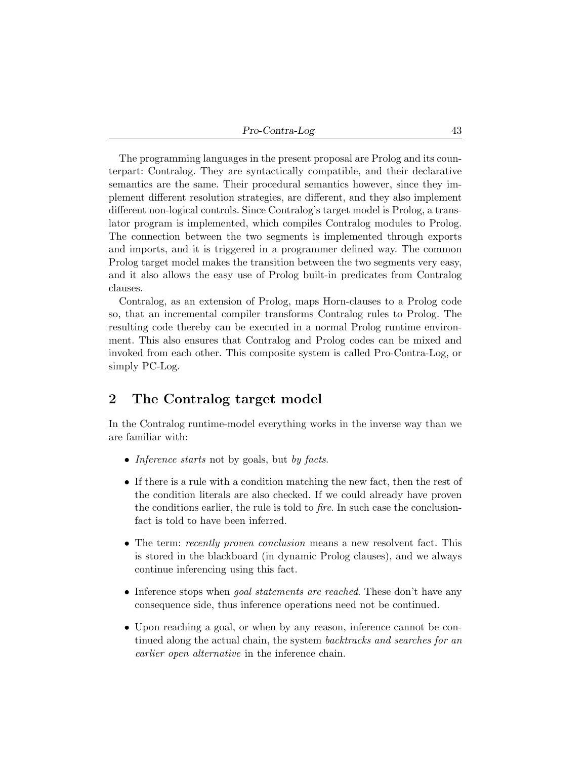The programming languages in the present proposal are Prolog and its counterpart: Contralog. They are syntactically compatible, and their declarative semantics are the same. Their procedural semantics however, since they implement different resolution strategies, are different, and they also implement different non-logical controls. Since Contralog's target model is Prolog, a translator program is implemented, which compiles Contralog modules to Prolog. The connection between the two segments is implemented through exports and imports, and it is triggered in a programmer defined way. The common Prolog target model makes the transition between the two segments very easy, and it also allows the easy use of Prolog built-in predicates from Contralog clauses.

Contralog, as an extension of Prolog, maps Horn-clauses to a Prolog code so, that an incremental compiler transforms Contralog rules to Prolog. The resulting code thereby can be executed in a normal Prolog runtime environment. This also ensures that Contralog and Prolog codes can be mixed and invoked from each other. This composite system is called Pro-Contra-Log, or simply PC-Log.

## 2 The Contralog target model

In the Contralog runtime-model everything works in the inverse way than we are familiar with:

- *Inference starts* not by goals, but *by facts*.
- If there is a rule with a condition matching the new fact, then the rest of the condition literals are also checked. If we could already have proven the conditions earlier, the rule is told to *fire*. In such case the conclusion-fact is told to have been inferred.
- The term: *recently proven conclusion* means a new resolvent fact. This is stored in the blackboard (in dynamic Prolog clauses), and we always continue inferencing using this fact.
- Inference stops when *goal statements are reached*. These don't have any consequence side, thus inference operations need not be continued.
- Upon reaching a goal, or when by any reason, inference cannot be continued along the actual chain, the system *backtracks and searches for an earlier open alternative* in the inference chain.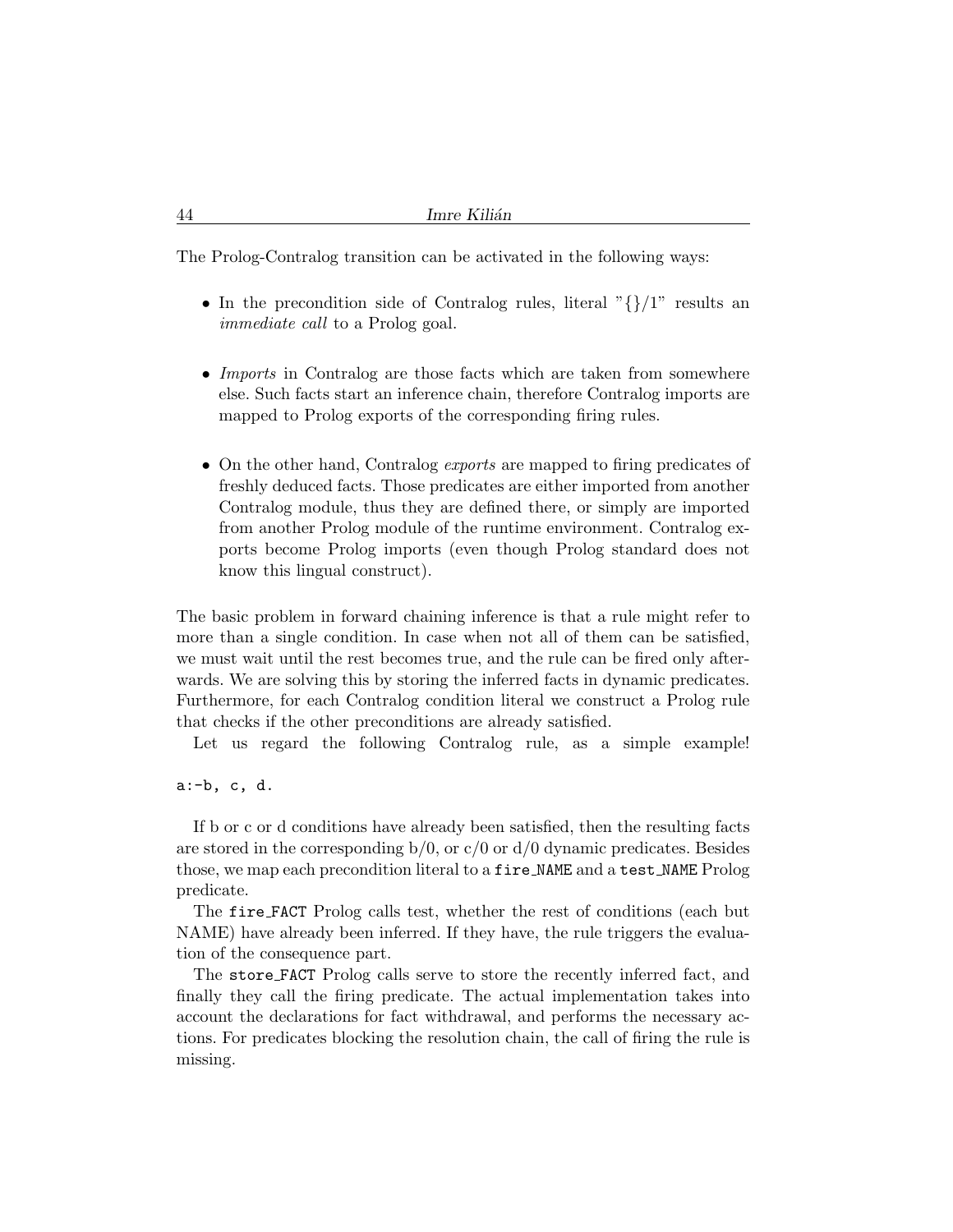The Prolog-Contralog transition can be activated in the following ways:

- In the precondition side of Contralog rules, literal "{}/1" results an *immediate call* to a Prolog goal.

- *Imports* in Contralog are those facts which are taken from somewhere else. Such facts start an inference chain, therefore Contralog imports are mapped to Prolog exports of the corresponding firing rules.

- On the other hand, Contralog *exports* are mapped to firing predicates of freshly deduced facts. Those predicates are either imported from another Contralog module, thus they are defined there, or simply are imported from another Prolog module of the runtime environment. Contralog exports become Prolog imports (even though Prolog standard does not know this lingual construct).

The basic problem in forward chaining inference is that a rule might refer to more than a single condition. In case when not all of them can be satisfied, we must wait until the rest becomes true, and the rule can be fired only afterwards. We are solving this by storing the inferred facts in dynamic predicates. Furthermore, for each Contralog condition literal we construct a Prolog rule that checks if the other preconditions are already satisfied.

Let us regard the following Contralog rule, as a simple example!

```
a:-b, c, d.
```

If b or c or d conditions have already been satisfied, then the resulting facts are stored in the corresponding b/0, or c/0 or d/0 dynamic predicates. Besides those, we map each precondition literal to a `fire_NAME` and a `test_NAME` Prolog predicate.

The `fire_FACT` Prolog calls test, whether the rest of conditions (each but NAME) have already been inferred. If they have, the rule triggers the evaluation of the consequence part.

The `store_FACT` Prolog calls serve to store the recently inferred fact, and finally they call the firing predicate. The actual implementation takes into account the declarations for fact withdrawal, and performs the necessary actions. For predicates blocking the resolution chain, the call of firing the rule is missing.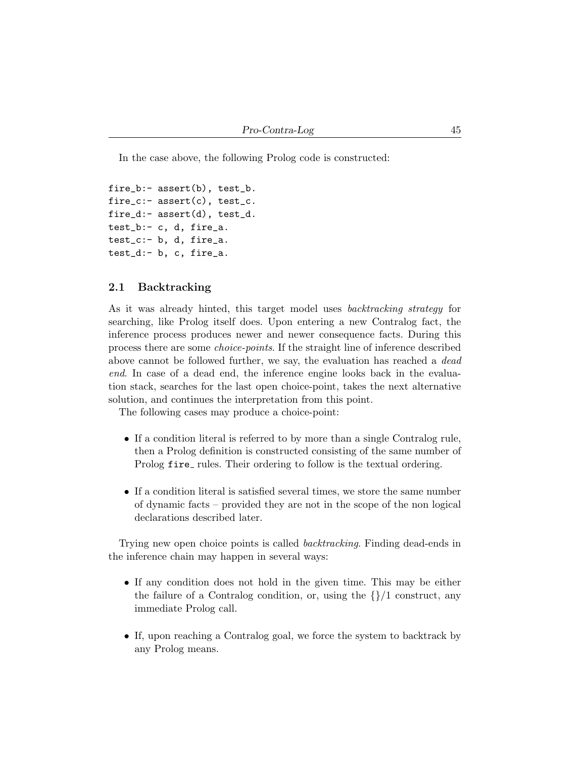In the case above, the following Prolog code is constructed:

```
fire_b:- assert(b), test_b.
fire_c:- assert(c), test_c.
fire_d:- assert(d), test_d.
test_b:- c, d, fire_a.
test_c:- b, d, fire_a.
test_d:- b, c, fire_a.
```

## 2.1 Backtracking

As it was already hinted, this target model uses *backtracking strategy* for searching, like Prolog itself does. Upon entering a new Contralog fact, the inference process produces newer and newer consequence facts. During this process there are some *choice-points*. If the straight line of inference described above cannot be followed further, we say, the evaluation has reached a *dead end*. In case of a dead end, the inference engine looks back in the evaluation stack, searches for the last open choice-point, takes the next alternative solution, and continues the interpretation from this point.

The following cases may produce a choice-point:

- If a condition literal is referred to by more than a single Contralog rule, then a Prolog definition is constructed consisting of the same number of Prolog `fire_` rules. Their ordering to follow is the textual ordering.
- If a condition literal is satisfied several times, we store the same number of dynamic facts – provided they are not in the scope of the non logical declarations described later.

Trying new open choice points is called *backtracking*. Finding dead-ends in the inference chain may happen in several ways:

- If any condition does not hold in the given time. This may be either the failure of a Contralog condition, or, using the {}/1 construct, any immediate Prolog call.
- If, upon reaching a Contralog goal, we force the system to backtrack by any Prolog means.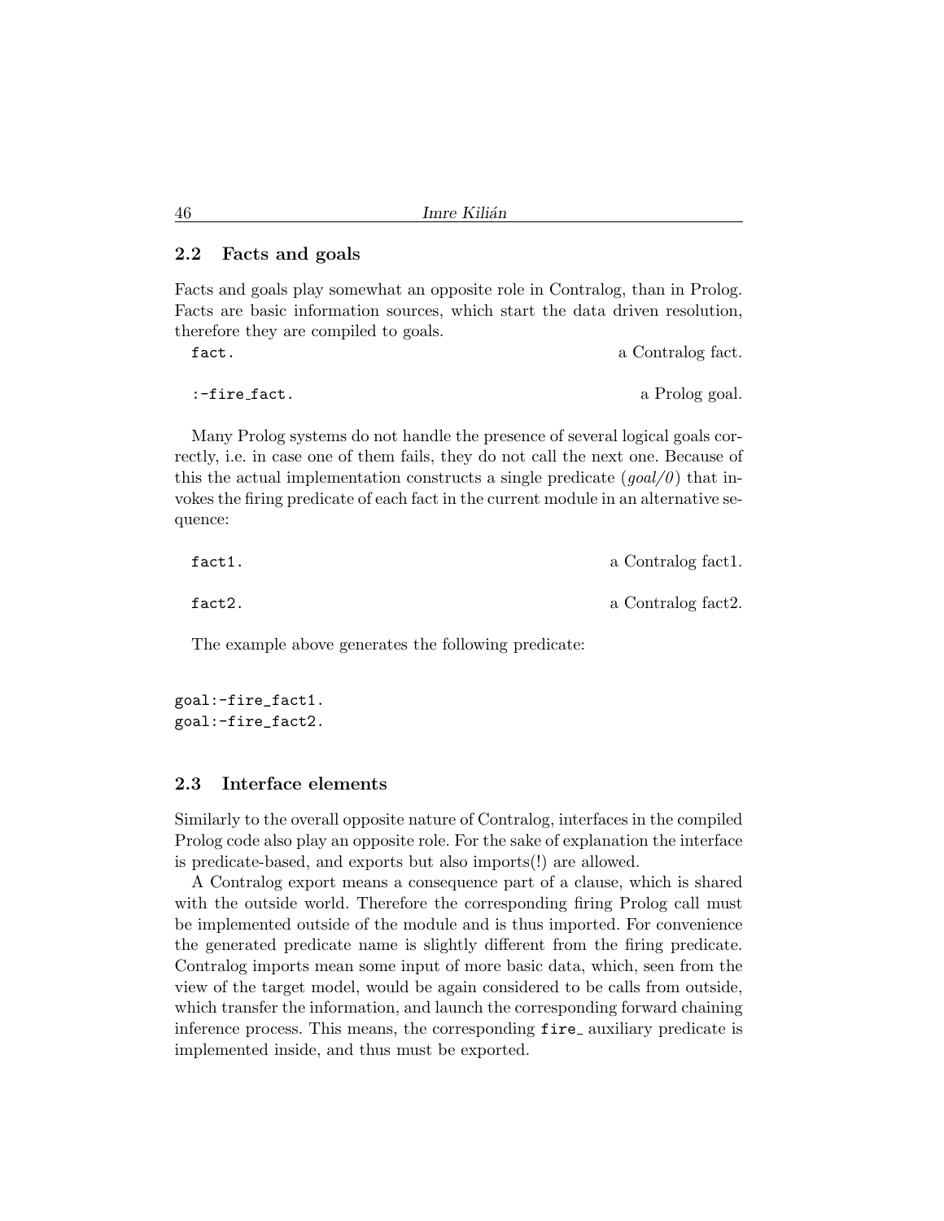### 2.2 Facts and goals

Facts and goals play somewhat an opposite role in Contralog, than in Prolog. Facts are basic information sources, which start the data driven resolution, therefore they are compiled to goals.

```
fact.                                          a Contralog fact.

:-fire_fact.                                   a Prolog goal.
```

Many Prolog systems do not handle the presence of several logical goals correctly, i.e. in case one of them fails, they do not call the next one. Because of this the actual implementation constructs a single predicate (*goal/0*) that invokes the firing predicate of each fact in the current module in an alternative sequence:

```
fact1.                                         a Contralog fact1.

fact2.                                         a Contralog fact2.
```

The example above generates the following predicate:

```
goal:-fire_fact1.
goal:-fire_fact2.
```

### 2.3 Interface elements

Similarly to the overall opposite nature of Contralog, interfaces in the compiled Prolog code also play an opposite role. For the sake of explanation the interface is predicate-based, and exports but also imports(!) are allowed.

A Contralog export means a consequence part of a clause, which is shared with the outside world. Therefore the corresponding firing Prolog call must be implemented outside of the module and is thus imported. For convenience the generated predicate name is slightly different from the firing predicate. Contralog imports mean some input of more basic data, which, seen from the view of the target model, would be again considered to be calls from outside, which transfer the information, and launch the corresponding forward chaining inference process. This means, the corresponding `fire_` auxiliary predicate is implemented inside, and thus must be exported.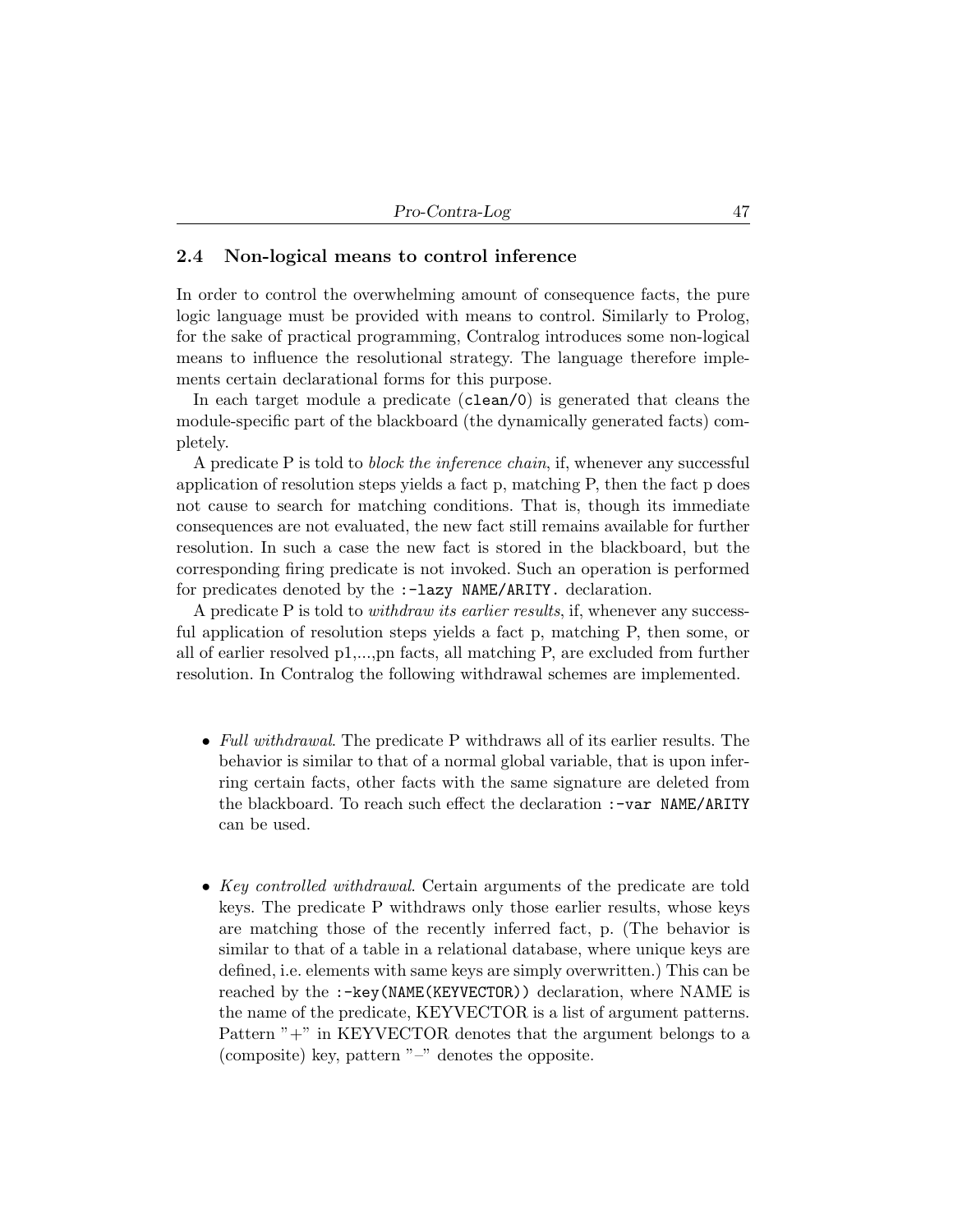## 2.4 Non-logical means to control inference

In order to control the overwhelming amount of consequence facts, the pure logic language must be provided with means to control. Similarly to Prolog, for the sake of practical programming, Contralog introduces some non-logical means to influence the resolutional strategy. The language therefore implements certain declarational forms for this purpose.

In each target module a predicate (`clean/0`) is generated that cleans the module-specific part of the blackboard (the dynamically generated facts) completely.

A predicate P is told to *block the inference chain*, if, whenever any successful application of resolution steps yields a fact p, matching P, then the fact p does not cause to search for matching conditions. That is, though its immediate consequences are not evaluated, the new fact still remains available for further resolution. In such a case the new fact is stored in the blackboard, but the corresponding firing predicate is not invoked. Such an operation is performed for predicates denoted by the `:-lazy NAME/ARITY.` declaration.

A predicate P is told to *withdraw its earlier results*, if, whenever any successful application of resolution steps yields a fact p, matching P, then some, or all of earlier resolved p1,...,pn facts, all matching P, are excluded from further resolution. In Contralog the following withdrawal schemes are implemented.

- *Full withdrawal*. The predicate P withdraws all of its earlier results. The behavior is similar to that of a normal global variable, that is upon inferring certain facts, other facts with the same signature are deleted from the blackboard. To reach such effect the declaration `:-var NAME/ARITY` can be used.

- *Key controlled withdrawal*. Certain arguments of the predicate are told keys. The predicate P withdraws only those earlier results, whose keys are matching those of the recently inferred fact, p. (The behavior is similar to that of a table in a relational database, where unique keys are defined, i.e. elements with same keys are simply overwritten.) This can be reached by the `:-key(NAME(KEYVECTOR))` declaration, where NAME is the name of the predicate, KEYVECTOR is a list of argument patterns. Pattern "+" in KEYVECTOR denotes that the argument belongs to a (composite) key, pattern "–" denotes the opposite.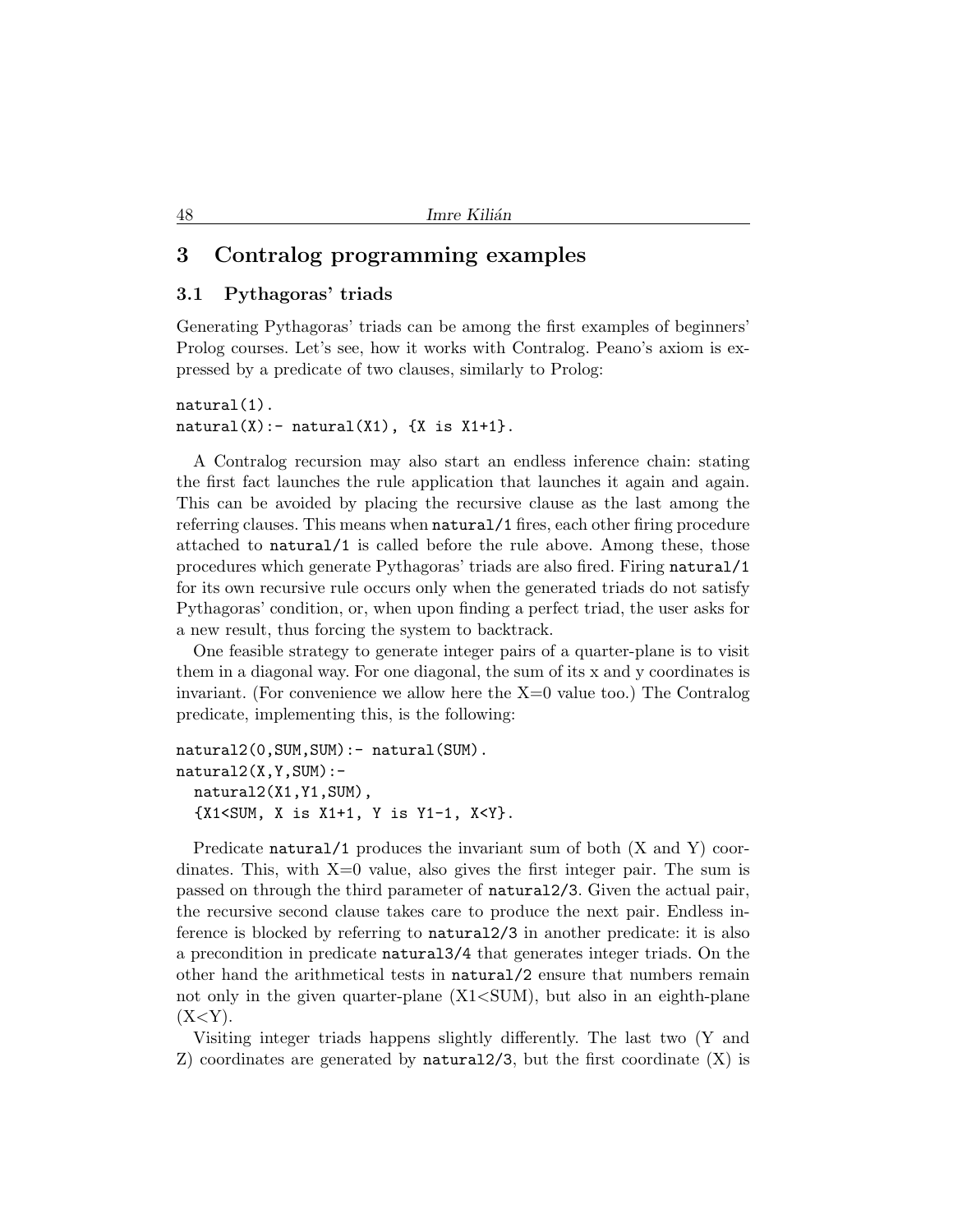## 3 Contralog programming examples

### 3.1 Pythagoras' triads

Generating Pythagoras' triads can be among the first examples of beginners' Prolog courses. Let's see, how it works with Contralog. Peano's axiom is expressed by a predicate of two clauses, similarly to Prolog:

```
natural(1).
natural(X):- natural(X1), {X is X1+1}.
```

A Contralog recursion may also start an endless inference chain: stating the first fact launches the rule application that launches it again and again. This can be avoided by placing the recursive clause as the last among the referring clauses. This means when `natural/1` fires, each other firing procedure attached to `natural/1` is called before the rule above. Among these, those procedures which generate Pythagoras' triads are also fired. Firing `natural/1` for its own recursive rule occurs only when the generated triads do not satisfy Pythagoras' condition, or, when upon finding a perfect triad, the user asks for a new result, thus forcing the system to backtrack.

One feasible strategy to generate integer pairs of a quarter-plane is to visit them in a diagonal way. For one diagonal, the sum of its x and y coordinates is invariant. (For convenience we allow here the X=0 value too.) The Contralog predicate, implementing this, is the following:

```
natural2(0,SUM,SUM):- natural(SUM).
natural2(X,Y,SUM):-
  natural2(X1,Y1,SUM),
  {X1<SUM, X is X1+1, Y is Y1-1, X<Y}.
```

Predicate `natural/1` produces the invariant sum of both (X and Y) coordinates. This, with X=0 value, also gives the first integer pair. The sum is passed on through the third parameter of `natural2/3`. Given the actual pair, the recursive second clause takes care to produce the next pair. Endless inference is blocked by referring to `natural2/3` in another predicate: it is also a precondition in predicate `natural3/4` that generates integer triads. On the other hand the arithmetical tests in `natural/2` ensure that numbers remain not only in the given quarter-plane (X1<SUM), but also in an eighth-plane (X<Y).

Visiting integer triads happens slightly differently. The last two (Y and Z) coordinates are generated by `natural2/3`, but the first coordinate (X) is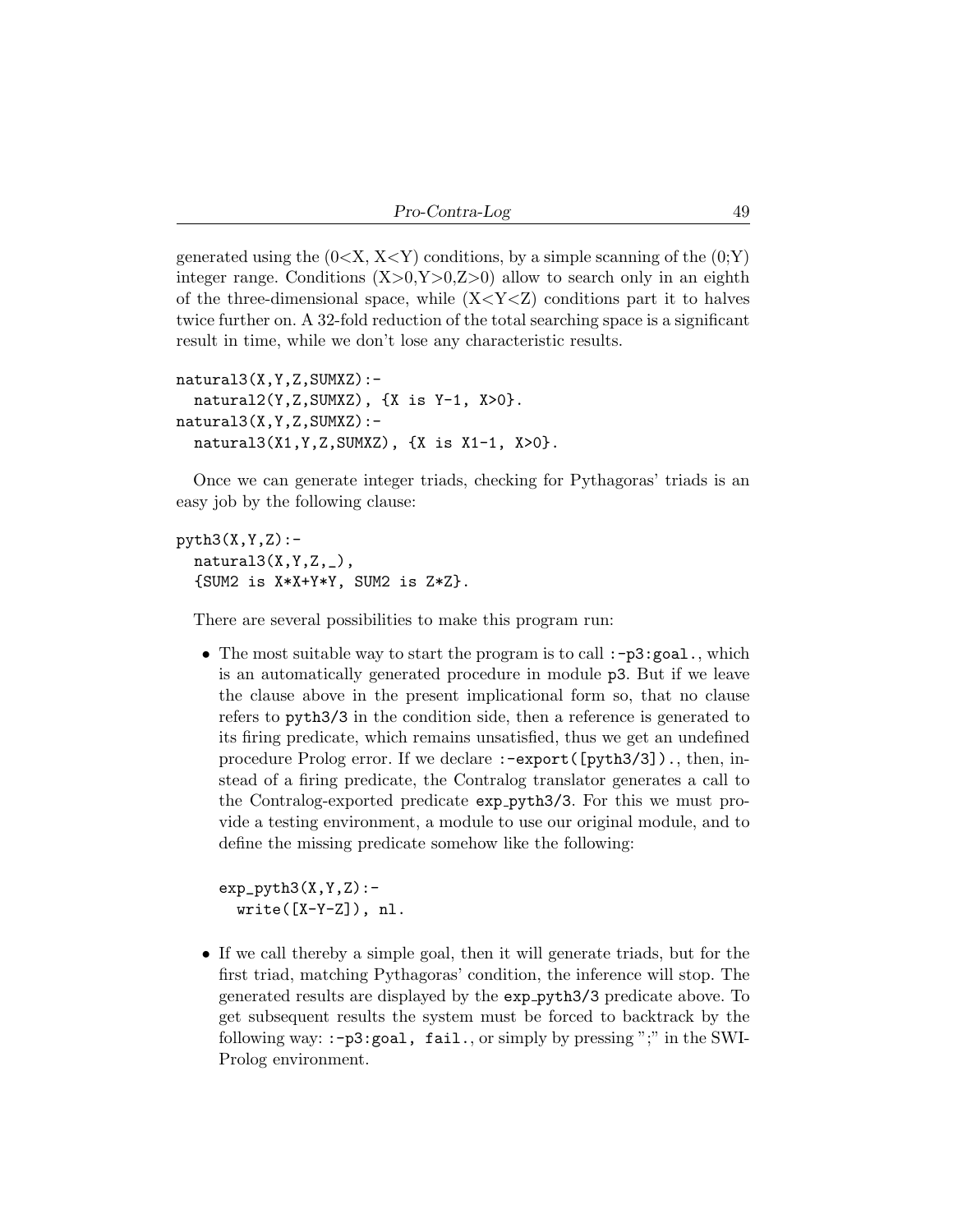generated using the (0<X, X<Y) conditions, by a simple scanning of the (0;Y) integer range. Conditions (X>0,Y>0,Z>0) allow to search only in an eighth of the three-dimensional space, while (X<Y<Z) conditions part it to halves twice further on. A 32-fold reduction of the total searching space is a significant result in time, while we don't lose any characteristic results.

```
natural3(X,Y,Z,SUMXZ):-
  natural2(Y,Z,SUMXZ), {X is Y-1, X>0}.
natural3(X,Y,Z,SUMXZ):-
  natural3(X1,Y,Z,SUMXZ), {X is X1-1, X>0}.
```

Once we can generate integer triads, checking for Pythagoras' triads is an easy job by the following clause:

```
pyth3(X,Y,Z):-
  natural3(X,Y,Z,_),
  {SUM2 is X*X+Y*Y, SUM2 is Z*Z}.
```

There are several possibilities to make this program run:

- The most suitable way to start the program is to call `:-p3:goal.`, which is an automatically generated procedure in module `p3`. But if we leave the clause above in the present implicational form so, that no clause refers to `pyth3/3` in the condition side, then a reference is generated to its firing predicate, which remains unsatisfied, thus we get an undefined procedure Prolog error. If we declare `:-export([pyth3/3]).`, then, instead of a firing predicate, the Contralog translator generates a call to the Contralog-exported predicate `exp_pyth3/3`. For this we must provide a testing environment, a module to use our original module, and to define the missing predicate somehow like the following:

  ```
  exp_pyth3(X,Y,Z):-
    write([X-Y-Z]), nl.
  ```

- If we call thereby a simple goal, then it will generate triads, but for the first triad, matching Pythagoras' condition, the inference will stop. The generated results are displayed by the `exp_pyth3/3` predicate above. To get subsequent results the system must be forced to backtrack by the following way: `:-p3:goal, fail.`, or simply by pressing ";" in the SWI-Prolog environment.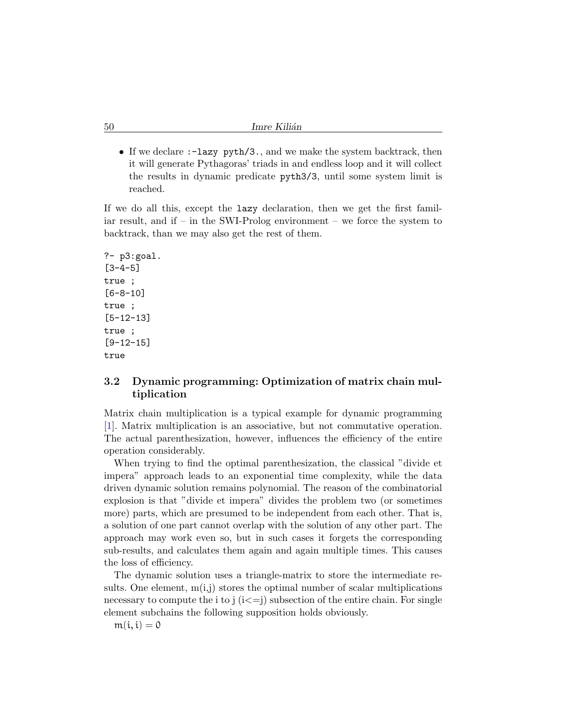- If we declare `:-lazy pyth/3.`, and we make the system backtrack, then it will generate Pythagoras' triads in and endless loop and it will collect the results in dynamic predicate `pyth3/3`, until some system limit is reached.

If we do all this, except the `lazy` declaration, then we get the first familiar result, and if – in the SWI-Prolog environment – we force the system to backtrack, than we may also get the rest of them.

```
?- p3:goal.
[3-4-5]
true ;
[6-8-10]
true ;
[5-12-13]
true ;
[9-12-15]
true
```

### 3.2 Dynamic programming: Optimization of matrix chain multiplication

Matrix chain multiplication is a typical example for dynamic programming [1]. Matrix multiplication is an associative, but not commutative operation. The actual parenthesization, however, influences the efficiency of the entire operation considerably.

When trying to find the optimal parenthesization, the classical "divide et impera" approach leads to an exponential time complexity, while the data driven dynamic solution remains polynomial. The reason of the combinatorial explosion is that "divide et impera" divides the problem two (or sometimes more) parts, which are presumed to be independent from each other. That is, a solution of one part cannot overlap with the solution of any other part. The approach may work even so, but in such cases it forgets the corresponding sub-results, and calculates them again and again multiple times. This causes the loss of efficiency.

The dynamic solution uses a triangle-matrix to store the intermediate results. One element, m(i,j) stores the optimal number of scalar multiplications necessary to compute the i to j (i<=j) subsection of the entire chain. For single element subchains the following supposition holds obviously.

$m(i, i) = 0$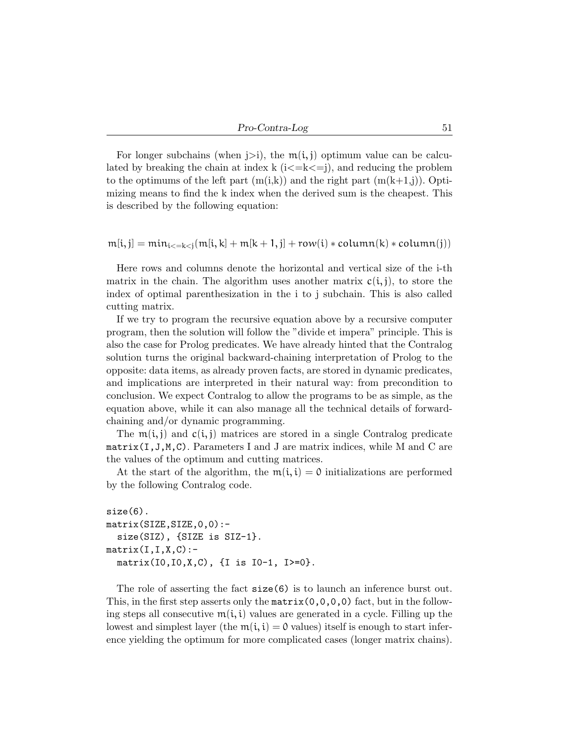For longer subchains (when j>i), the $m(i,j)$ optimum value can be calculated by breaking the chain at index k (i<=k<=j), and reducing the problem to the optimums of the left part (m(i,k)) and the right part (m(k+1,j)). Optimizing means to find the k index when the derived sum is the cheapest. This is described by the following equation:

$$m[i,j] = min_{i<=k<j}(m[i,k] + m[k+1,j] + row(i) * column(k) * column(j))$$

Here rows and columns denote the horizontal and vertical size of the i-th matrix in the chain. The algorithm uses another matrix $c(i,j)$, to store the index of optimal parenthesization in the i to j subchain. This is also called cutting matrix.

If we try to program the recursive equation above by a recursive computer program, then the solution will follow the "divide et impera" principle. This is also the case for Prolog predicates. We have already hinted that the Contralog solution turns the original backward-chaining interpretation of Prolog to the opposite: data items, as already proven facts, are stored in dynamic predicates, and implications are interpreted in their natural way: from precondition to conclusion. We expect Contralog to allow the programs to be as simple, as the equation above, while it can also manage all the technical details of forward-chaining and/or dynamic programming.

The $m(i,j)$ and $c(i,j)$ matrices are stored in a single Contralog predicate `matrix(I,J,M,C)`. Parameters I and J are matrix indices, while M and C are the values of the optimum and cutting matrices.

At the start of the algorithm, the $m(i,i) = 0$ initializations are performed by the following Contralog code.

```
size(6).
matrix(SIZE,SIZE,0,0):-
  size(SIZ), {SIZE is SIZ-1}.
matrix(I,I,X,C):-
  matrix(I0,I0,X,C), {I is I0-1, I>=0}.
```

The role of asserting the fact `size(6)` is to launch an inference burst out. This, in the first step asserts only the `matrix(0,0,0,0)` fact, but in the following steps all consecutive $m(i,i)$ values are generated in a cycle. Filling up the lowest and simplest layer (the $m(i,i) = 0$ values) itself is enough to start inference yielding the optimum for more complicated cases (longer matrix chains).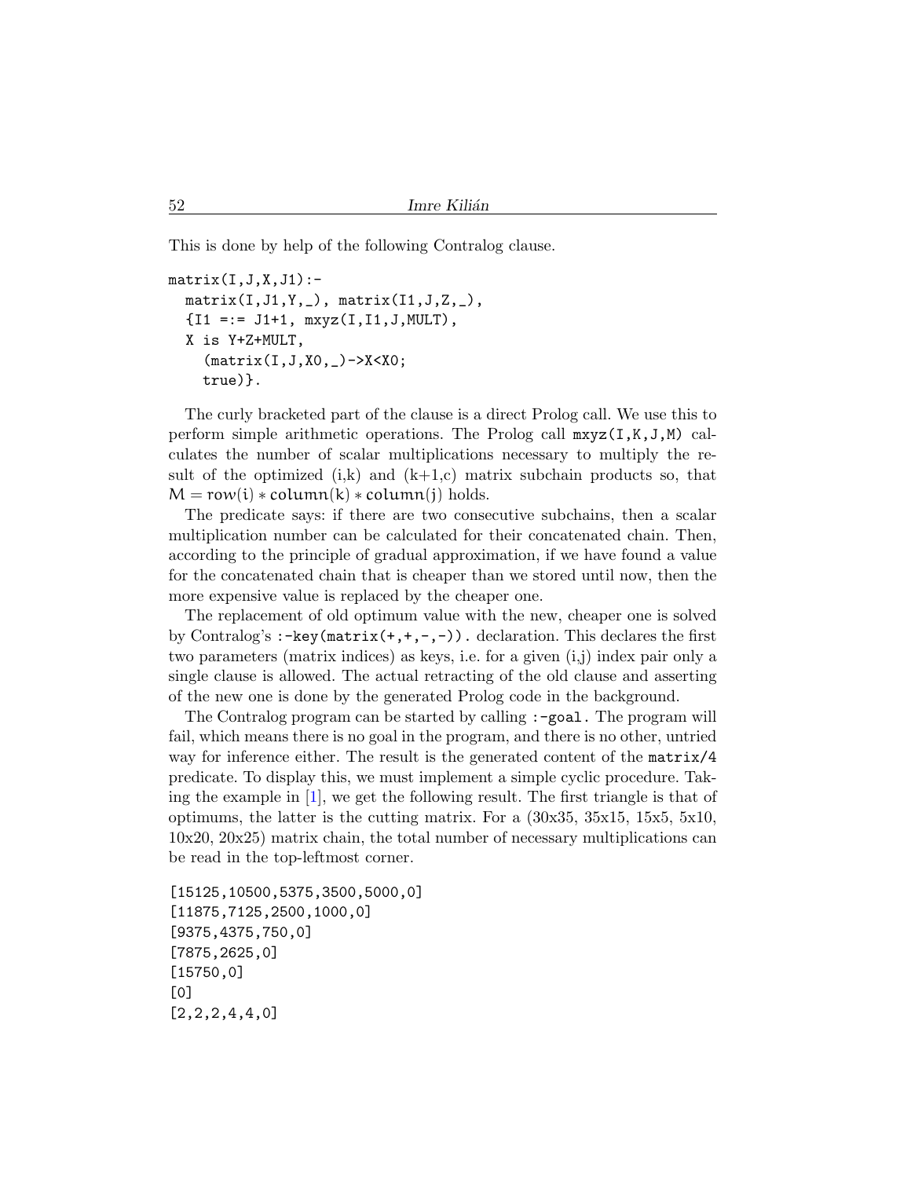This is done by help of the following Contralog clause.

```
matrix(I,J,X,J1):-
  matrix(I,J1,Y,_), matrix(I1,J,Z,_),
  {I1 =:= J1+1, mxyz(I,I1,J,MULT),
  X is Y+Z+MULT,
    (matrix(I,J,X0,_)->X<X0;
    true)}.
```

The curly bracketed part of the clause is a direct Prolog call. We use this to perform simple arithmetic operations. The Prolog call `mxyz(I,K,J,M)` calculates the number of scalar multiplications necessary to multiply the result of the optimized (i,k) and (k+1,c) matrix subchain products so, that $M = row(i) * column(k) * column(j)$ holds.

The predicate says: if there are two consecutive subchains, then a scalar multiplication number can be calculated for their concatenated chain. Then, according to the principle of gradual approximation, if we have found a value for the concatenated chain that is cheaper than we stored until now, then the more expensive value is replaced by the cheaper one.

The replacement of old optimum value with the new, cheaper one is solved by Contralog's `:-key(matrix(+,+,-,-)).` declaration. This declares the first two parameters (matrix indices) as keys, i.e. for a given (i,j) index pair only a single clause is allowed. The actual retracting of the old clause and asserting of the new one is done by the generated Prolog code in the background.

The Contralog program can be started by calling `:-goal.` The program will fail, which means there is no goal in the program, and there is no other, untried way for inference either. The result is the generated content of the `matrix/4` predicate. To display this, we must implement a simple cyclic procedure. Taking the example in [1], we get the following result. The first triangle is that of optimums, the latter is the cutting matrix. For a (30x35, 35x15, 15x5, 5x10, 10x20, 20x25) matrix chain, the total number of necessary multiplications can be read in the top-leftmost corner.

```
[15125,10500,5375,3500,5000,0]
[11875,7125,2500,1000,0]
[9375,4375,750,0]
[7875,2625,0]
[15750,0]
[0]
[2,2,2,4,4,0]
```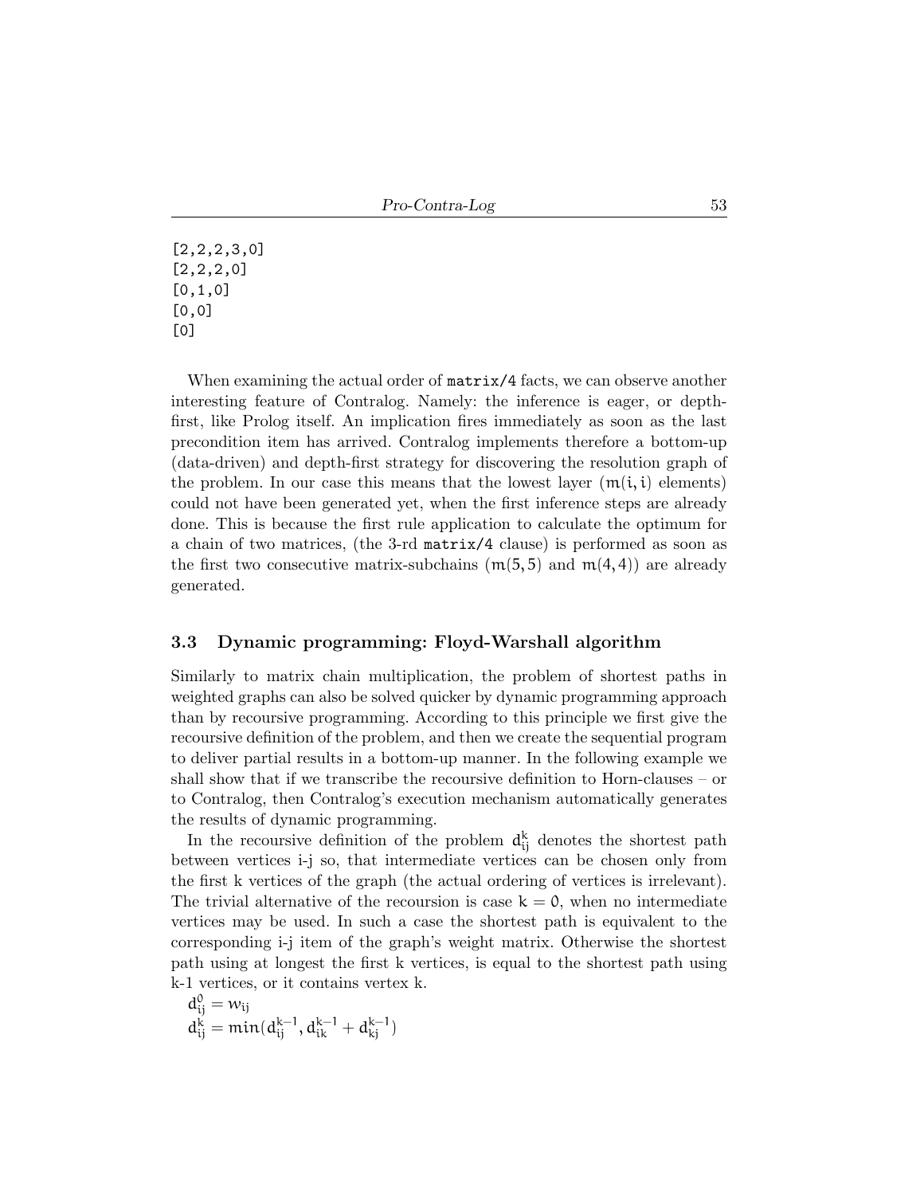```
[2,2,2,3,0]
[2,2,2,0]
[0,1,0]
[0,0]
[0]
```

When examining the actual order of `matrix/4` facts, we can observe another interesting feature of Contralog. Namely: the inference is eager, or depth-first, like Prolog itself. An implication fires immediately as soon as the last precondition item has arrived. Contralog implements therefore a bottom-up (data-driven) and depth-first strategy for discovering the resolution graph of the problem. In our case this means that the lowest layer ($m(i, i)$ elements) could not have been generated yet, when the first inference steps are already done. This is because the first rule application to calculate the optimum for a chain of two matrices, (the 3-rd `matrix/4` clause) is performed as soon as the first two consecutive matrix-subchains ($m(5, 5)$ and $m(4, 4)$) are already generated.

### 3.3 Dynamic programming: Floyd-Warshall algorithm

Similarly to matrix chain multiplication, the problem of shortest paths in weighted graphs can also be solved quicker by dynamic programming approach than by recoursive programming. According to this principle we first give the recoursive definition of the problem, and then we create the sequential program to deliver partial results in a bottom-up manner. In the following example we shall show that if we transcribe the recoursive definition to Horn-clauses – or to Contralog, then Contralog's execution mechanism automatically generates the results of dynamic programming.

In the recoursive definition of the problem $d_{ij}^{k}$ denotes the shortest path between vertices i-j so, that intermediate vertices can be chosen only from the first k vertices of the graph (the actual ordering of vertices is irrelevant). The trivial alternative of the recoursion is case $k = 0$, when no intermediate vertices may be used. In such a case the shortest path is equivalent to the corresponding i-j item of the graph's weight matrix. Otherwise the shortest path using at longest the first k vertices, is equal to the shortest path using k-1 vertices, or it contains vertex k.

$d_{ij}^{0} = w_{ij}$
$d_{ij}^{k} = min(d_{ij}^{k-1}, d_{ik}^{k-1} + d_{kj}^{k-1})$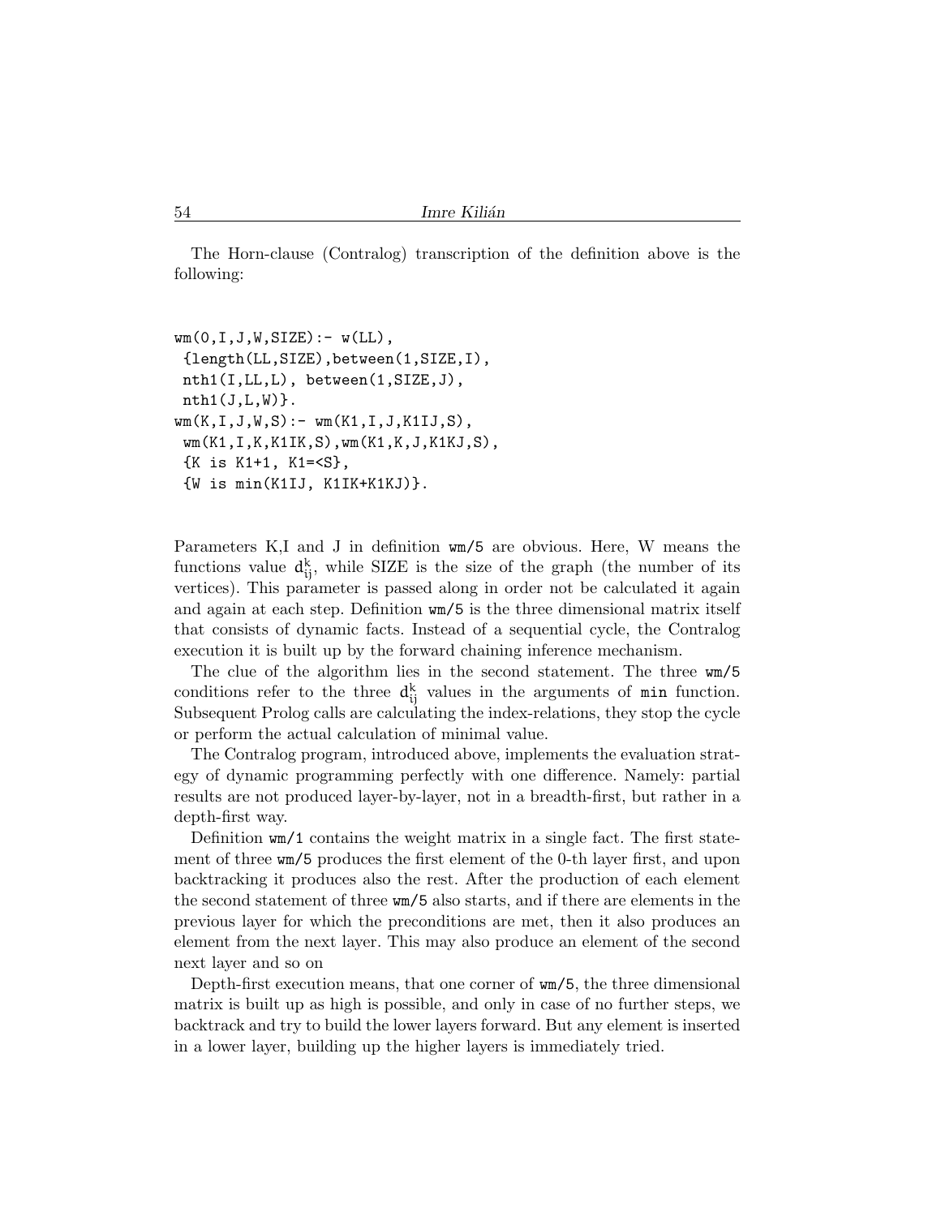The Horn-clause (Contralog) transcription of the definition above is the following:

```
wm(0,I,J,W,SIZE):- w(LL),
 {length(LL,SIZE),between(1,SIZE,I),
 nth1(I,LL,L), between(1,SIZE,J),
 nth1(J,L,W)}.
wm(K,I,J,W,S):- wm(K1,I,J,K1IJ,S),
 wm(K1,I,K,K1IK,S),wm(K1,K,J,K1KJ,S),
 {K is K1+1, K1=<S},
 {W is min(K1IJ, K1IK+K1KJ)}.
```

Parameters K,I and J in definition `wm/5` are obvious. Here, W means the functions value $d_{ij}^{k}$, while SIZE is the size of the graph (the number of its vertices). This parameter is passed along in order not be calculated it again and again at each step. Definition `wm/5` is the three dimensional matrix itself that consists of dynamic facts. Instead of a sequential cycle, the Contralog execution it is built up by the forward chaining inference mechanism.

The clue of the algorithm lies in the second statement. The three `wm/5` conditions refer to the three $d_{ij}^{k}$ values in the arguments of `min` function. Subsequent Prolog calls are calculating the index-relations, they stop the cycle or perform the actual calculation of minimal value.

The Contralog program, introduced above, implements the evaluation strategy of dynamic programming perfectly with one difference. Namely: partial results are not produced layer-by-layer, not in a breadth-first, but rather in a depth-first way.

Definition `wm/1` contains the weight matrix in a single fact. The first statement of three `wm/5` produces the first element of the 0-th layer first, and upon backtracking it produces also the rest. After the production of each element the second statement of three `wm/5` also starts, and if there are elements in the previous layer for which the preconditions are met, then it also produces an element from the next layer. This may also produce an element of the second next layer and so on

Depth-first execution means, that one corner of `wm/5`, the three dimensional matrix is built up as high is possible, and only in case of no further steps, we backtrack and try to build the lower layers forward. But any element is inserted in a lower layer, building up the higher layers is immediately tried.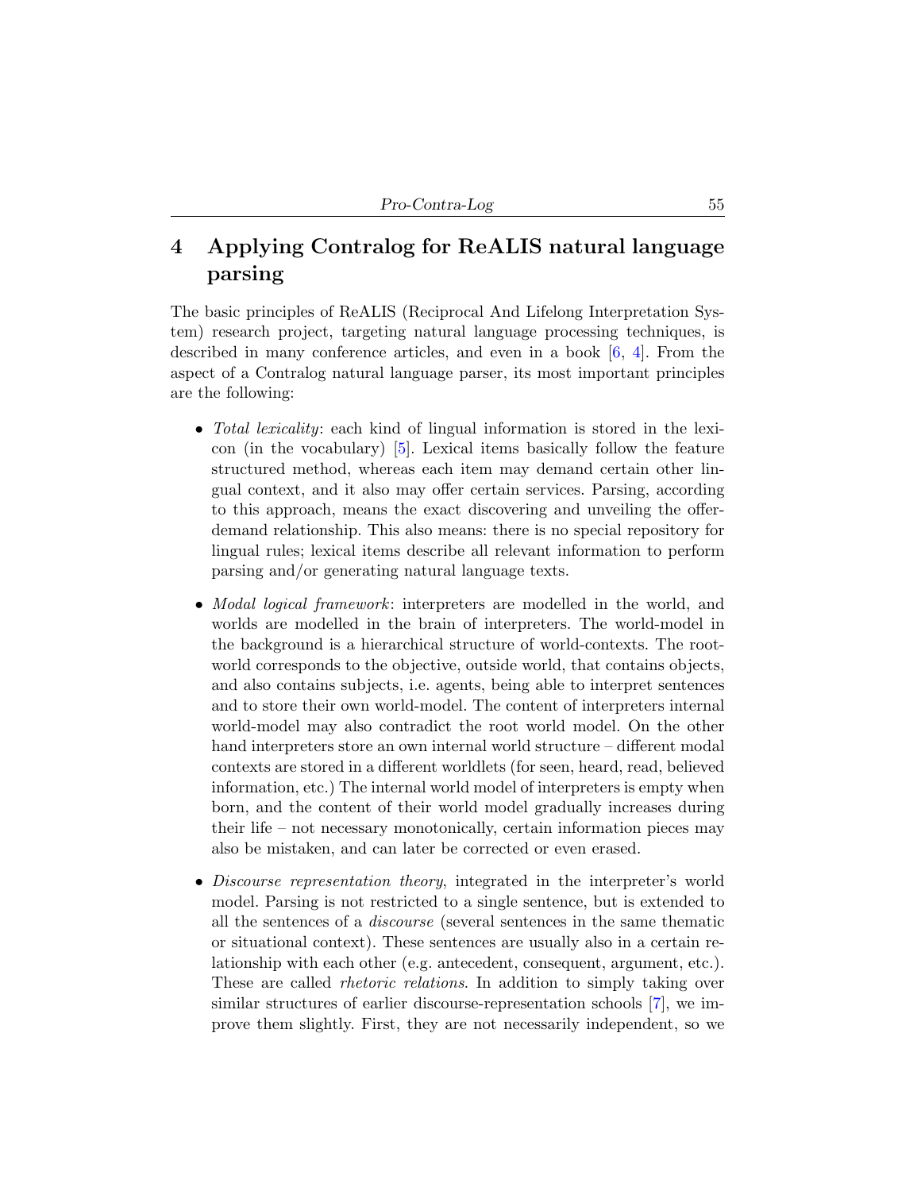## 4 Applying Contralog for ReALIS natural language parsing

The basic principles of ReALIS (Reciprocal And Lifelong Interpretation System) research project, targeting natural language processing techniques, is described in many conference articles, and even in a book [6, 4]. From the aspect of a Contralog natural language parser, its most important principles are the following:

- *Total lexicality*: each kind of lingual information is stored in the lexicon (in the vocabulary) [5]. Lexical items basically follow the feature structured method, whereas each item may demand certain other lingual context, and it also may offer certain services. Parsing, according to this approach, means the exact discovering and unveiling the offer-demand relationship. This also means: there is no special repository for lingual rules; lexical items describe all relevant information to perform parsing and/or generating natural language texts.
- *Modal logical framework*: interpreters are modelled in the world, and worlds are modelled in the brain of interpreters. The world-model in the background is a hierarchical structure of world-contexts. The root-world corresponds to the objective, outside world, that contains objects, and also contains subjects, i.e. agents, being able to interpret sentences and to store their own world-model. The content of interpreters internal world-model may also contradict the root world model. On the other hand interpreters store an own internal world structure – different modal contexts are stored in a different worldlets (for seen, heard, read, believed information, etc.) The internal world model of interpreters is empty when born, and the content of their world model gradually increases during their life – not necessary monotonically, certain information pieces may also be mistaken, and can later be corrected or even erased.
- *Discourse representation theory*, integrated in the interpreter's world model. Parsing is not restricted to a single sentence, but is extended to all the sentences of a *discourse* (several sentences in the same thematic or situational context). These sentences are usually also in a certain relationship with each other (e.g. antecedent, consequent, argument, etc.). These are called *rhetoric relations*. In addition to simply taking over similar structures of earlier discourse-representation schools [7], we improve them slightly. First, they are not necessarily independent, so we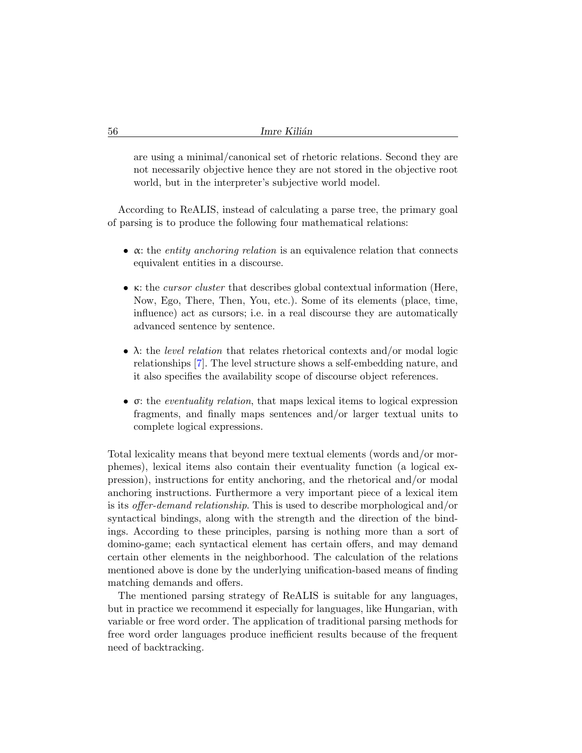are using a minimal/canonical set of rhetoric relations. Second they are not necessarily objective hence they are not stored in the objective root world, but in the interpreter's subjective world model.

According to ReALIS, instead of calculating a parse tree, the primary goal of parsing is to produce the following four mathematical relations:

- $\alpha$: the *entity anchoring relation* is an equivalence relation that connects equivalent entities in a discourse.
- $\kappa$: the *cursor cluster* that describes global contextual information (Here, Now, Ego, There, Then, You, etc.). Some of its elements (place, time, influence) act as cursors; i.e. in a real discourse they are automatically advanced sentence by sentence.
- $\lambda$: the *level relation* that relates rhetorical contexts and/or modal logic relationships [7]. The level structure shows a self-embedding nature, and it also specifies the availability scope of discourse object references.
- $\sigma$: the *eventuality relation*, that maps lexical items to logical expression fragments, and finally maps sentences and/or larger textual units to complete logical expressions.

Total lexicality means that beyond mere textual elements (words and/or morphemes), lexical items also contain their eventuality function (a logical expression), instructions for entity anchoring, and the rhetorical and/or modal anchoring instructions. Furthermore a very important piece of a lexical item is its *offer-demand relationship*. This is used to describe morphological and/or syntactical bindings, along with the strength and the direction of the bindings. According to these principles, parsing is nothing more than a sort of domino-game; each syntactical element has certain offers, and may demand certain other elements in the neighborhood. The calculation of the relations mentioned above is done by the underlying unification-based means of finding matching demands and offers.

The mentioned parsing strategy of ReALIS is suitable for any languages, but in practice we recommend it especially for languages, like Hungarian, with variable or free word order. The application of traditional parsing methods for free word order languages produce inefficient results because of the frequent need of backtracking.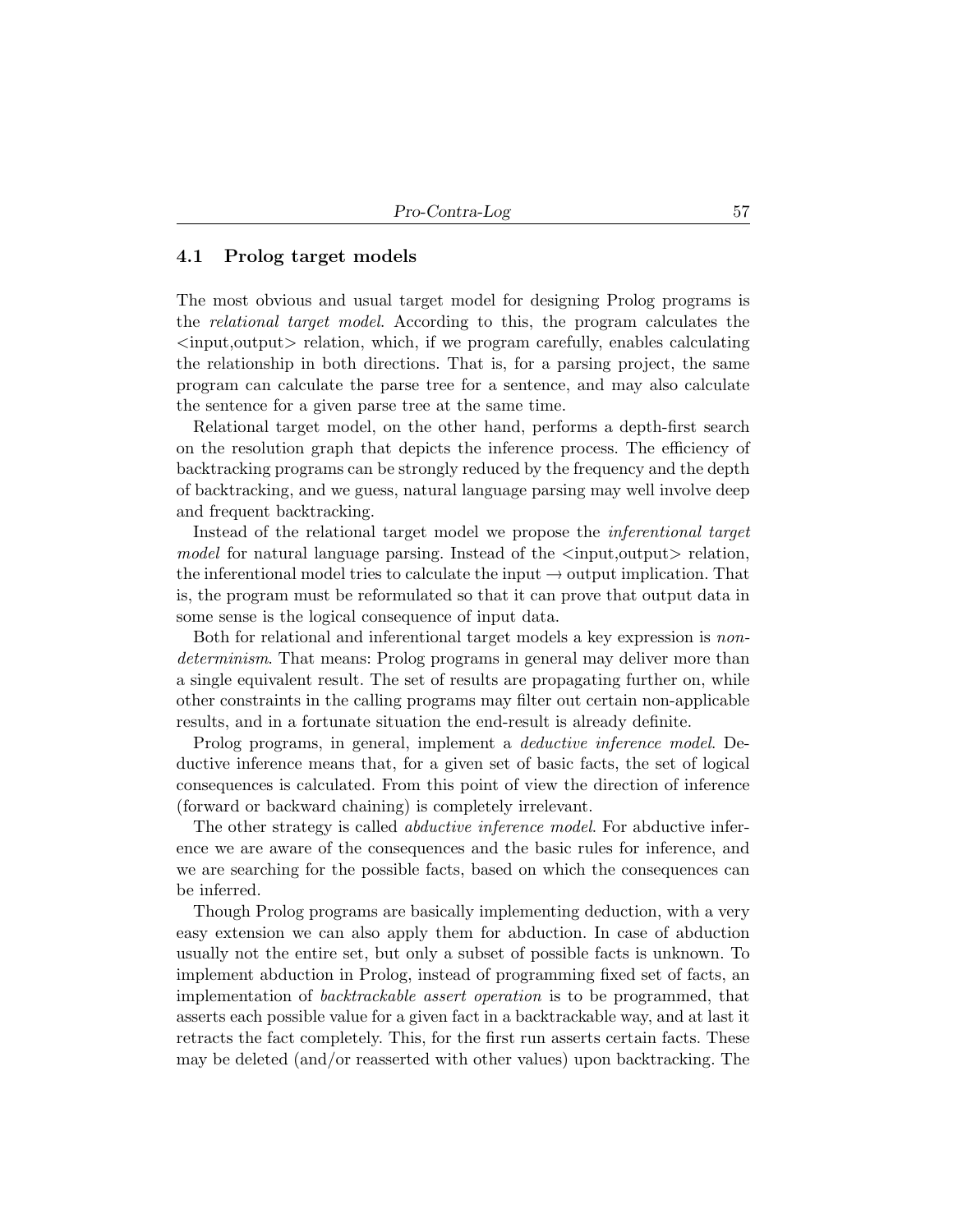### 4.1 Prolog target models

The most obvious and usual target model for designing Prolog programs is the *relational target model*. According to this, the program calculates the <input,output> relation, which, if we program carefully, enables calculating the relationship in both directions. That is, for a parsing project, the same program can calculate the parse tree for a sentence, and may also calculate the sentence for a given parse tree at the same time.

Relational target model, on the other hand, performs a depth-first search on the resolution graph that depicts the inference process. The efficiency of backtracking programs can be strongly reduced by the frequency and the depth of backtracking, and we guess, natural language parsing may well involve deep and frequent backtracking.

Instead of the relational target model we propose the *inferentional target model* for natural language parsing. Instead of the <input,output> relation, the inferentional model tries to calculate the input $\rightarrow$ output implication. That is, the program must be reformulated so that it can prove that output data in some sense is the logical consequence of input data.

Both for relational and inferentional target models a key expression is *non-determinism*. That means: Prolog programs in general may deliver more than a single equivalent result. The set of results are propagating further on, while other constraints in the calling programs may filter out certain non-applicable results, and in a fortunate situation the end-result is already definite.

Prolog programs, in general, implement a *deductive inference model*. Deductive inference means that, for a given set of basic facts, the set of logical consequences is calculated. From this point of view the direction of inference (forward or backward chaining) is completely irrelevant.

The other strategy is called *abductive inference model*. For abductive inference we are aware of the consequences and the basic rules for inference, and we are searching for the possible facts, based on which the consequences can be inferred.

Though Prolog programs are basically implementing deduction, with a very easy extension we can also apply them for abduction. In case of abduction usually not the entire set, but only a subset of possible facts is unknown. To implement abduction in Prolog, instead of programming fixed set of facts, an implementation of *backtrackable assert operation* is to be programmed, that asserts each possible value for a given fact in a backtrackable way, and at last it retracts the fact completely. This, for the first run asserts certain facts. These may be deleted (and/or reasserted with other values) upon backtracking. The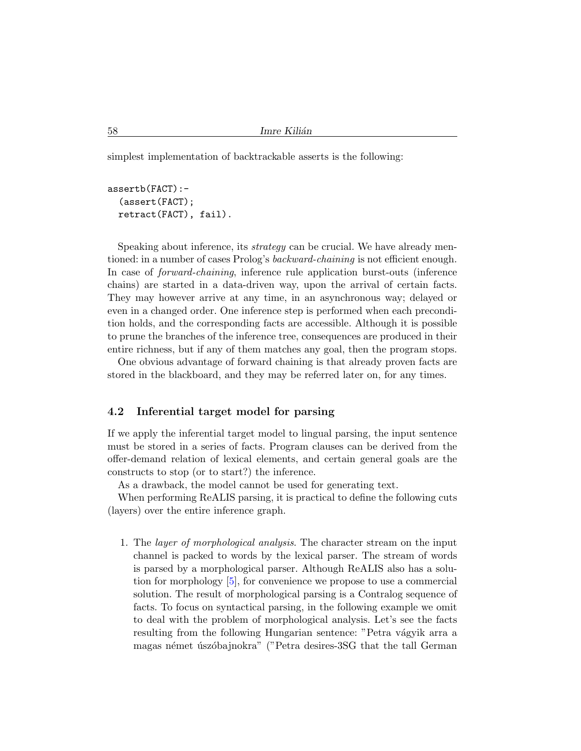simplest implementation of backtrackable asserts is the following:

```
assertb(FACT):-
  (assert(FACT);
  retract(FACT), fail).
```

Speaking about inference, its *strategy* can be crucial. We have already mentioned: in a number of cases Prolog's *backward-chaining* is not efficient enough. In case of *forward-chaining*, inference rule application burst-outs (inference chains) are started in a data-driven way, upon the arrival of certain facts. They may however arrive at any time, in an asynchronous way; delayed or even in a changed order. One inference step is performed when each precondition holds, and the corresponding facts are accessible. Although it is possible to prune the branches of the inference tree, consequences are produced in their entire richness, but if any of them matches any goal, then the program stops.

One obvious advantage of forward chaining is that already proven facts are stored in the blackboard, and they may be referred later on, for any times.

### 4.2 Inferential target model for parsing

If we apply the inferential target model to lingual parsing, the input sentence must be stored in a series of facts. Program clauses can be derived from the offer-demand relation of lexical elements, and certain general goals are the constructs to stop (or to start?) the inference.

As a drawback, the model cannot be used for generating text.

When performing ReALIS parsing, it is practical to define the following cuts (layers) over the entire inference graph.

1. The *layer of morphological analysis*. The character stream on the input channel is packed to words by the lexical parser. The stream of words is parsed by a morphological parser. Although ReALIS also has a solution for morphology [5], for convenience we propose to use a commercial solution. The result of morphological parsing is a Contralog sequence of facts. To focus on syntactical parsing, in the following example we omit to deal with the problem of morphological analysis. Let's see the facts resulting from the following Hungarian sentence: "Petra vágyik arra a magas német úszóbajnokra" ("Petra desires-3SG that the tall German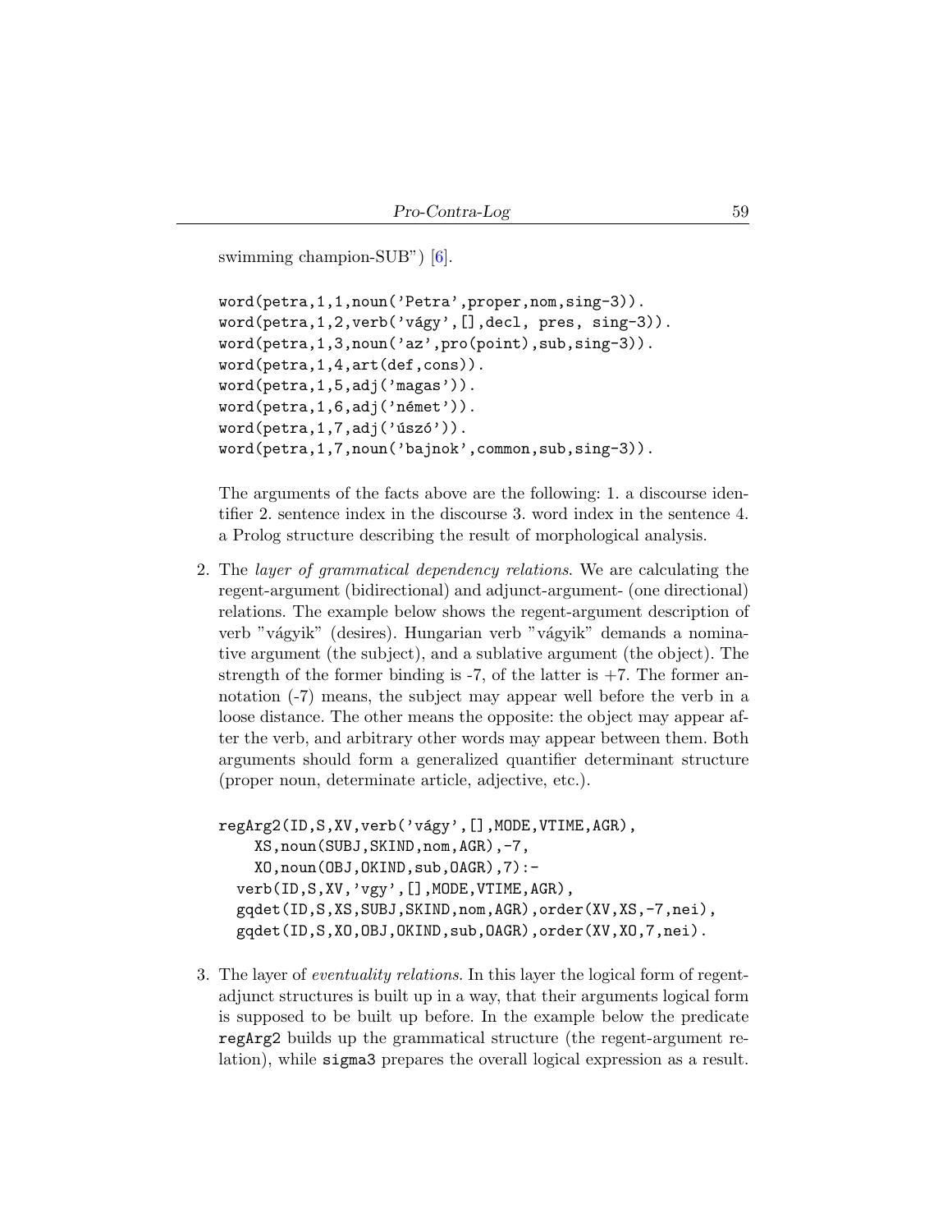swimming champion-SUB") [6].

```
word(petra,1,1,noun('Petra',proper,nom,sing-3)).
word(petra,1,2,verb('vágy',[],decl, pres, sing-3)).
word(petra,1,3,noun('az',pro(point),sub,sing-3)).
word(petra,1,4,art(def,cons)).
word(petra,1,5,adj('magas')).
word(petra,1,6,adj('német')).
word(petra,1,7,adj('úszó')).
word(petra,1,7,noun('bajnok',common,sub,sing-3)).
```

The arguments of the facts above are the following: 1. a discourse identifier 2. sentence index in the discourse 3. word index in the sentence 4. a Prolog structure describing the result of morphological analysis.

2. The *layer of grammatical dependency relations*. We are calculating the regent-argument (bidirectional) and adjunct-argument- (one directional) relations. The example below shows the regent-argument description of verb "vágyik" (desires). Hungarian verb "vágyik" demands a nominative argument (the subject), and a sublative argument (the object). The strength of the former binding is -7, of the latter is +7. The former annotation (-7) means, the subject may appear well before the verb in a loose distance. The other means the opposite: the object may appear after the verb, and arbitrary other words may appear between them. Both arguments should form a generalized quantifier determinant structure (proper noun, determinate article, adjective, etc.).

```
regArg2(ID,S,XV,verb('vágy',[],MODE,VTIME,AGR),
    XS,noun(SUBJ,SKIND,nom,AGR),-7,
    XO,noun(OBJ,OKIND,sub,OAGR),7):-
  verb(ID,S,XV,'vgy',[],MODE,VTIME,AGR),
  gqdet(ID,S,XS,SUBJ,SKIND,nom,AGR),order(XV,XS,-7,nei),
  gqdet(ID,S,XO,OBJ,OKIND,sub,OAGR),order(XV,XO,7,nei).
```

3. The layer of *eventuality relations*. In this layer the logical form of regent-adjunct structures is built up in a way, that their arguments logical form is supposed to be built up before. In the example below the predicate `regArg2` builds up the grammatical structure (the regent-argument relation), while `sigma3` prepares the overall logical expression as a result.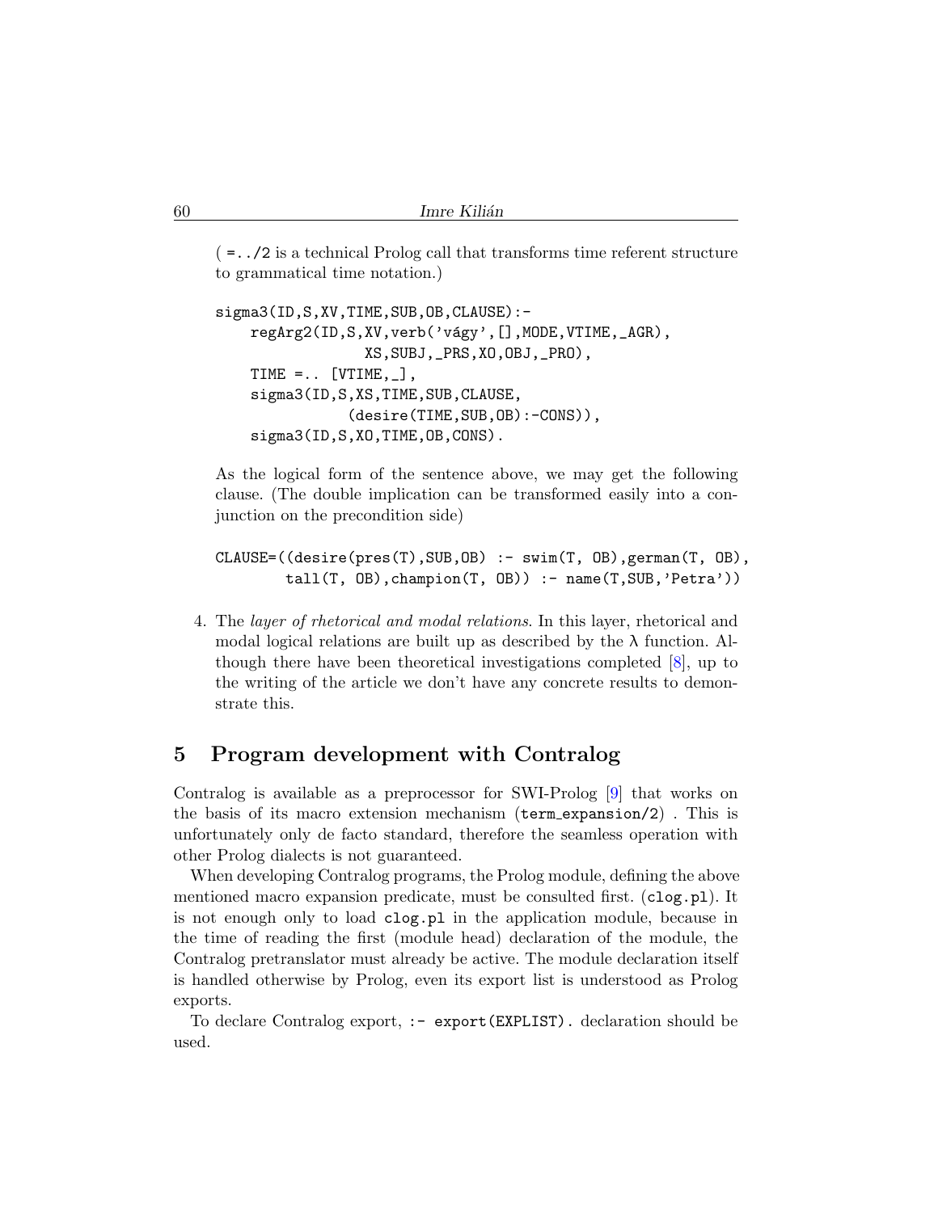( =../2 is a technical Prolog call that transforms time referent structure to grammatical time notation.)

```
sigma3(ID,S,XV,TIME,SUB,OB,CLAUSE):-
    regArg2(ID,S,XV,verb('vágy',[],MODE,VTIME,_AGR),
                XS,SUBJ,_PRS,XO,OBJ,_PRO),
    TIME =.. [VTIME,_],
    sigma3(ID,S,XS,TIME,SUB,CLAUSE,
              (desire(TIME,SUB,OB):-CONS)),
    sigma3(ID,S,XO,TIME,OB,CONS).
```

As the logical form of the sentence above, we may get the following clause. (The double implication can be transformed easily into a conjunction on the precondition side)

```
CLAUSE=((desire(pres(T),SUB,OB) :- swim(T, OB),german(T, OB),
        tall(T, OB),champion(T, OB)) :- name(T,SUB,'Petra'))
```

4. The *layer of rhetorical and modal relations*. In this layer, rhetorical and modal logical relations are built up as described by the λ function. Although there have been theoretical investigations completed [8], up to the writing of the article we don't have any concrete results to demonstrate this.

## 5 Program development with Contralog

Contralog is available as a preprocessor for SWI-Prolog [9] that works on the basis of its macro extension mechanism (`term_expansion/2`) . This is unfortunately only de facto standard, therefore the seamless operation with other Prolog dialects is not guaranteed.

When developing Contralog programs, the Prolog module, defining the above mentioned macro expansion predicate, must be consulted first. (`clog.pl`). It is not enough only to load `clog.pl` in the application module, because in the time of reading the first (module head) declaration of the module, the Contralog pretranslator must already be active. The module declaration itself is handled otherwise by Prolog, even its export list is understood as Prolog exports.

To declare Contralog export, `:- export(EXPLIST).` declaration should be used.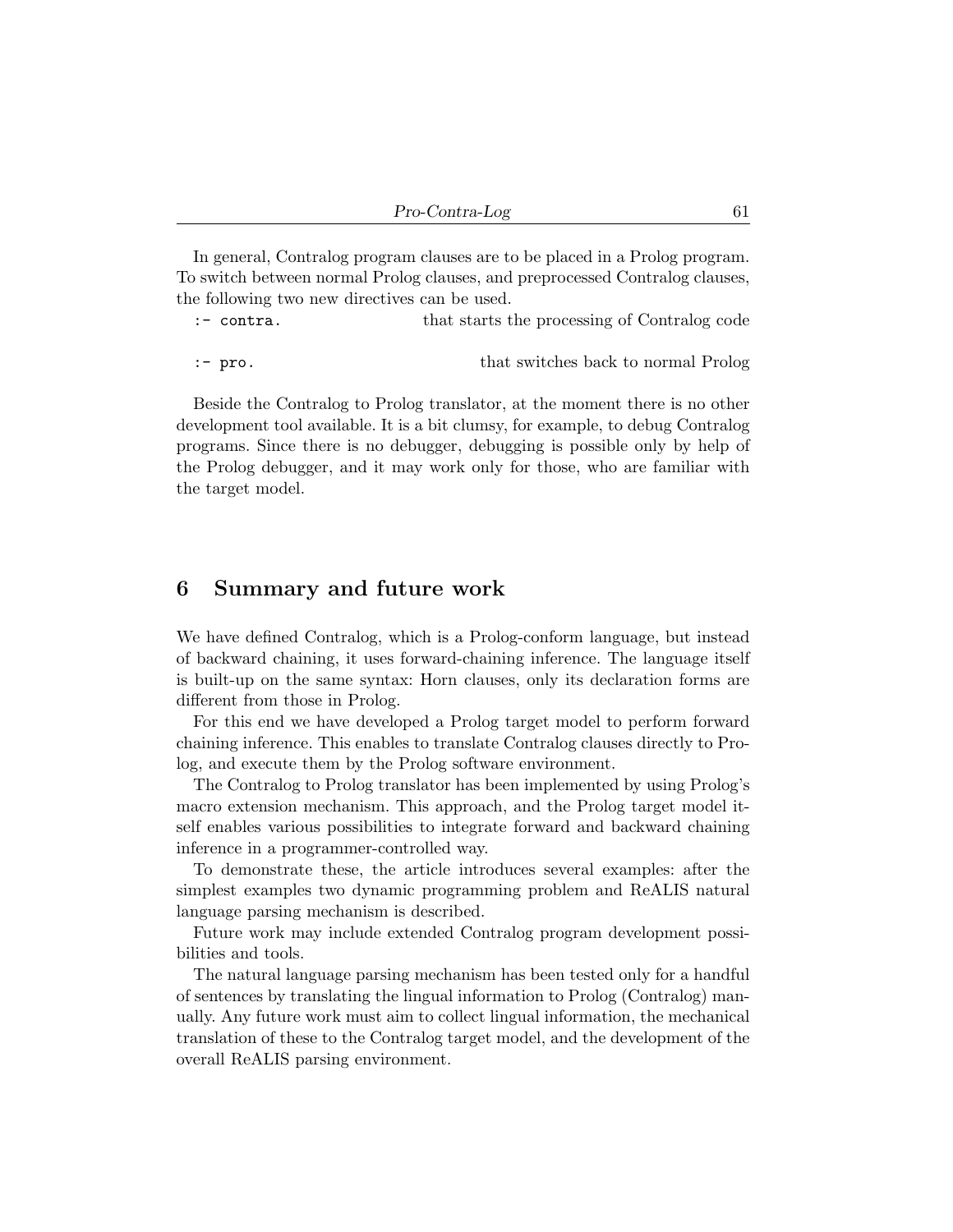In general, Contralog program clauses are to be placed in a Prolog program. To switch between normal Prolog clauses, and preprocessed Contralog clauses, the following two new directives can be used.

`:- contra.` that starts the processing of Contralog code

`:- pro.` that switches back to normal Prolog

Beside the Contralog to Prolog translator, at the moment there is no other development tool available. It is a bit clumsy, for example, to debug Contralog programs. Since there is no debugger, debugging is possible only by help of the Prolog debugger, and it may work only for those, who are familiar with the target model.

## 6 Summary and future work

We have defined Contralog, which is a Prolog-conform language, but instead of backward chaining, it uses forward-chaining inference. The language itself is built-up on the same syntax: Horn clauses, only its declaration forms are different from those in Prolog.

For this end we have developed a Prolog target model to perform forward chaining inference. This enables to translate Contralog clauses directly to Prolog, and execute them by the Prolog software environment.

The Contralog to Prolog translator has been implemented by using Prolog's macro extension mechanism. This approach, and the Prolog target model itself enables various possibilities to integrate forward and backward chaining inference in a programmer-controlled way.

To demonstrate these, the article introduces several examples: after the simplest examples two dynamic programming problem and ReALIS natural language parsing mechanism is described.

Future work may include extended Contralog program development possibilities and tools.

The natural language parsing mechanism has been tested only for a handful of sentences by translating the lingual information to Prolog (Contralog) manually. Any future work must aim to collect lingual information, the mechanical translation of these to the Contralog target model, and the development of the overall ReALIS parsing environment.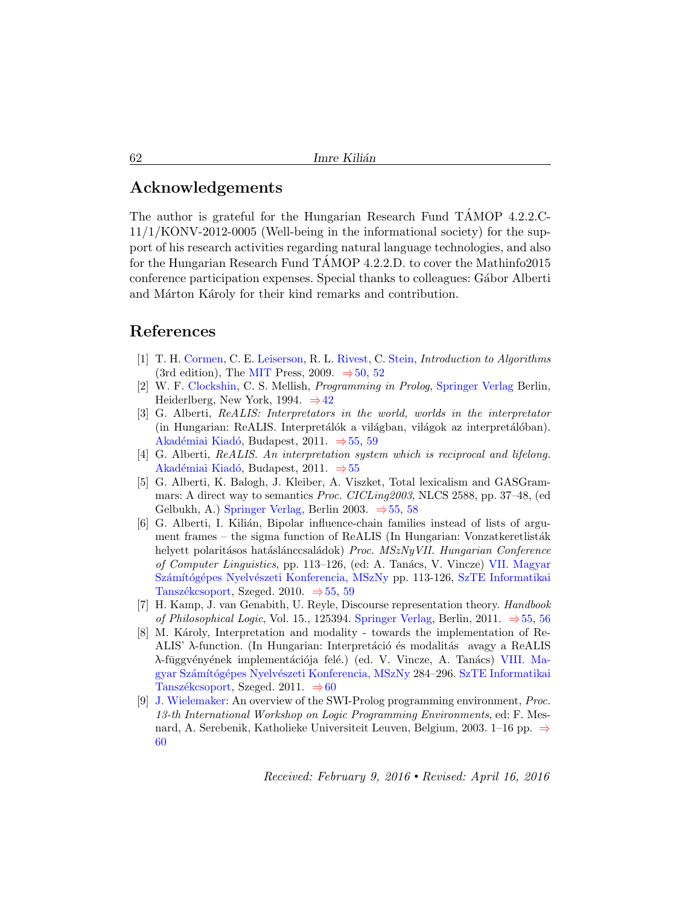## Acknowledgements

The author is grateful for the Hungarian Research Fund TÁMOP 4.2.2.C-11/1/KONV-2012-0005 (Well-being in the informational society) for the support of his research activities regarding natural language technologies, and also for the Hungarian Research Fund TÁMOP 4.2.2.D. to cover the Mathinfo2015 conference participation expenses. Special thanks to colleagues: Gábor Alberti and Márton Károly for their kind remarks and contribution.

## References

[1] T. H. Cormen, C. E. Leiserson, R. L. Rivest, C. Stein, *Introduction to Algorithms* (3rd edition), The MIT Press, 2009. ⇒50, 52

[2] W. F. Clockshin, C. S. Mellish, *Programming in Prolog*, Springer Verlag Berlin, Heiderlberg, New York, 1994. ⇒42

[3] G. Alberti, *ReALIS: Interpretators in the world, worlds in the interpretator* (in Hungarian: ReALIS. Interpretálók a világban, világok az interpretálóban). Akadémiai Kiadó, Budapest, 2011. ⇒55, 59

[4] G. Alberti, *ReALIS. An interpretation system which is reciprocal and lifelong.* Akadémiai Kiadó, Budapest, 2011. ⇒55

[5] G. Alberti, K. Balogh, J. Kleiber, A. Viszket, Total lexicalism and GASGrammars: A direct way to semantics *Proc. CICLing2003*, NLCS 2588, pp. 37–48, (ed Gelbukh, A.) Springer Verlag, Berlin 2003. ⇒55, 58

[6] G. Alberti, I. Kilián, Bipolar influence-chain families instead of lists of argument frames – the sigma function of ReALIS (In Hungarian: Vonzatkeretlisták helyett polaritásos hatáslánccsaládok) *Proc. MSzNyVII. Hungarian Conference of Computer Linguistics*, pp. 113–126, (ed: A. Tanács, V. Vincze) VII. Magyar Számítógépes Nyelvészeti Konferencia, MSzNy pp. 113-126, SzTE Informatikai Tanszékcsoport, Szeged. 2010. ⇒55, 59

[7] H. Kamp, J. van Genabith, U. Reyle, Discourse representation theory. *Handbook of Philosophical Logic*, Vol. 15., 125394. Springer Verlag, Berlin, 2011. ⇒55, 56

[8] M. Károly, Interpretation and modality - towards the implementation of ReALIS' λ-function. (In Hungarian: Interpretáció és modalitás avagy a ReALIS λ-függvényének implementációja felé.) (ed. V. Vincze, A. Tanács) VIII. Magyar Számítógépes Nyelvészeti Konferencia, MSzNy 284–296. SzTE Informatikai Tanszékcsoport, Szeged. 2011. ⇒60

[9] J. Wielemaker: An overview of the SWI-Prolog programming environment, *Proc. 13-th International Workshop on Logic Programming Environments*, ed: F. Mesnard, A. Serebenik, Katholieke Universiteit Leuven, Belgium, 2003. 1–16 pp. ⇒60

*Received: February 9, 2016 • Revised: April 16, 2016*